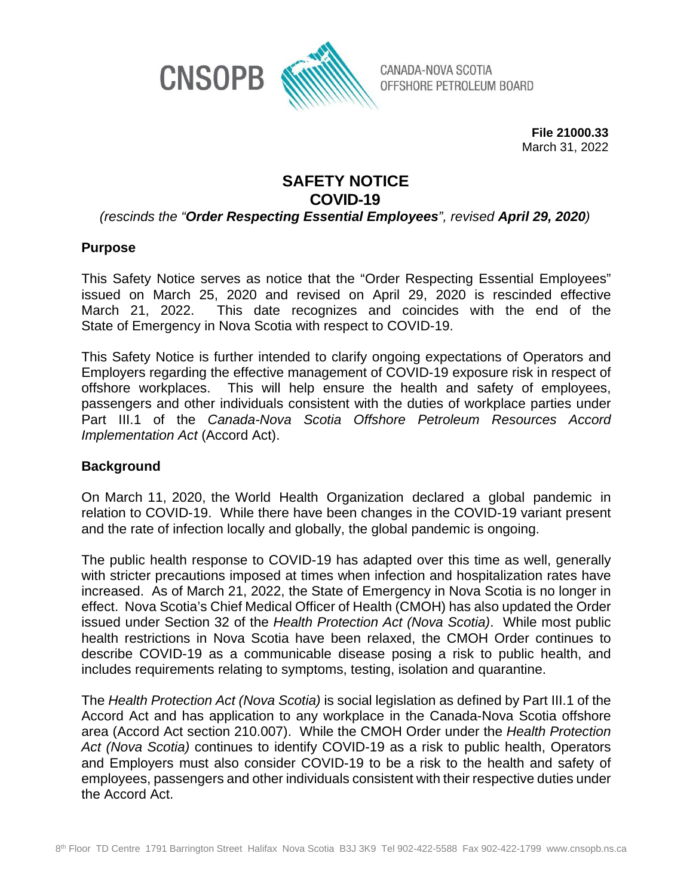CNSOPB CANADA-NOVA SCOTIA OFFSHORE PETROLEUM BOARD

**File 21000.33**
March 31, 2022

# SAFETY NOTICE
# COVID-19

*(rescinds the "**Order Respecting Essential Employees**", revised **April 29, 2020**)*

## Purpose

This Safety Notice serves as notice that the "Order Respecting Essential Employees" issued on March 25, 2020 and revised on April 29, 2020 is rescinded effective March 21, 2022. This date recognizes and coincides with the end of the State of Emergency in Nova Scotia with respect to COVID-19.

This Safety Notice is further intended to clarify ongoing expectations of Operators and Employers regarding the effective management of COVID-19 exposure risk in respect of offshore workplaces. This will help ensure the health and safety of employees, passengers and other individuals consistent with the duties of workplace parties under Part III.1 of the *Canada-Nova Scotia Offshore Petroleum Resources Accord Implementation Act* (Accord Act).

## Background

On March 11, 2020, the World Health Organization declared a global pandemic in relation to COVID-19. While there have been changes in the COVID-19 variant present and the rate of infection locally and globally, the global pandemic is ongoing.

The public health response to COVID-19 has adapted over this time as well, generally with stricter precautions imposed at times when infection and hospitalization rates have increased. As of March 21, 2022, the State of Emergency in Nova Scotia is no longer in effect. Nova Scotia's Chief Medical Officer of Health (CMOH) has also updated the Order issued under Section 32 of the *Health Protection Act (Nova Scotia)*. While most public health restrictions in Nova Scotia have been relaxed, the CMOH Order continues to describe COVID-19 as a communicable disease posing a risk to public health, and includes requirements relating to symptoms, testing, isolation and quarantine.

The *Health Protection Act (Nova Scotia)* is social legislation as defined by Part III.1 of the Accord Act and has application to any workplace in the Canada-Nova Scotia offshore area (Accord Act section 210.007). While the CMOH Order under the *Health Protection Act (Nova Scotia)* continues to identify COVID-19 as a risk to public health, Operators and Employers must also consider COVID-19 to be a risk to the health and safety of employees, passengers and other individuals consistent with their respective duties under the Accord Act.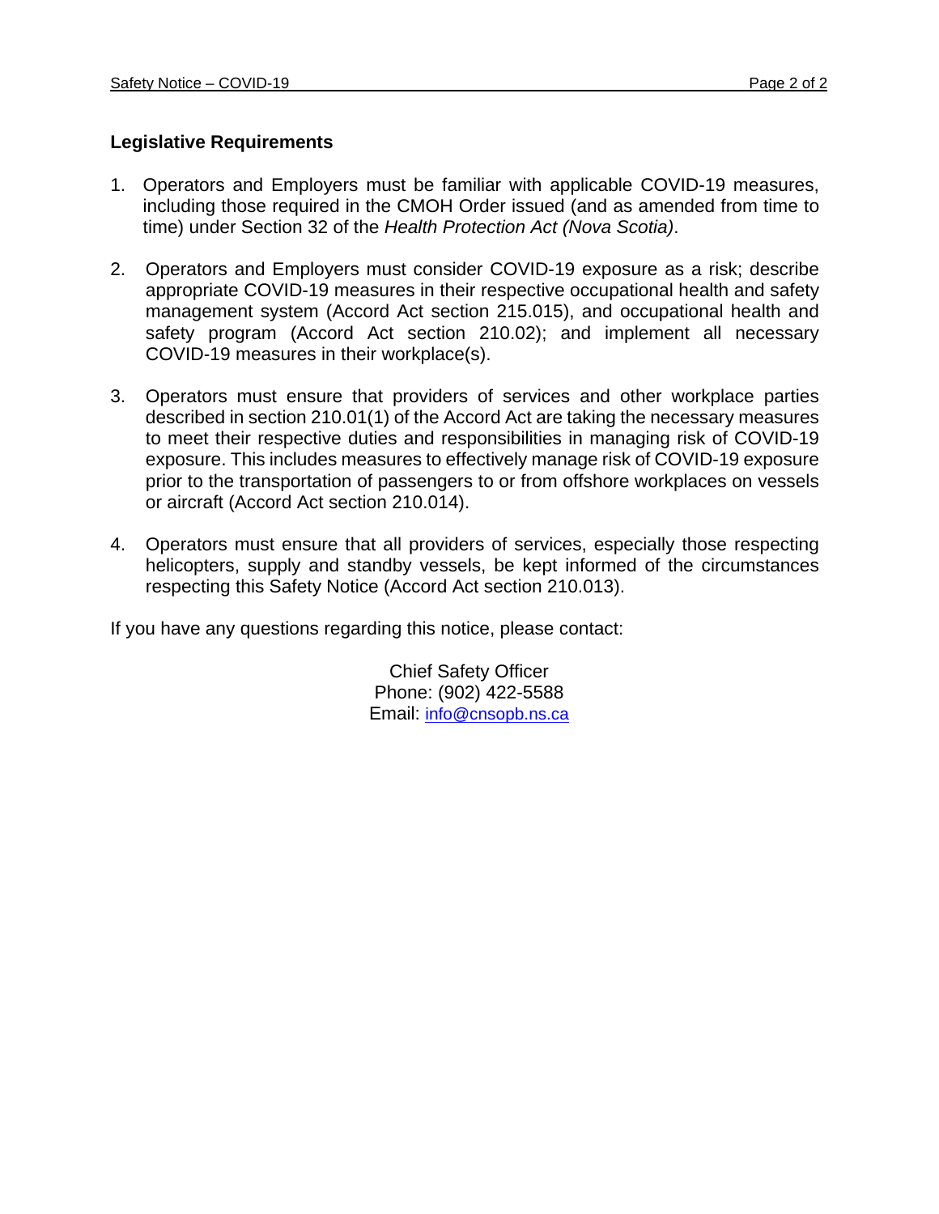## Legislative Requirements

1. Operators and Employers must be familiar with applicable COVID-19 measures, including those required in the CMOH Order issued (and as amended from time to time) under Section 32 of the *Health Protection Act (Nova Scotia)*.

2. Operators and Employers must consider COVID-19 exposure as a risk; describe appropriate COVID-19 measures in their respective occupational health and safety management system (Accord Act section 215.015), and occupational health and safety program (Accord Act section 210.02); and implement all necessary COVID-19 measures in their workplace(s).

3. Operators must ensure that providers of services and other workplace parties described in section 210.01(1) of the Accord Act are taking the necessary measures to meet their respective duties and responsibilities in managing risk of COVID-19 exposure. This includes measures to effectively manage risk of COVID-19 exposure prior to the transportation of passengers to or from offshore workplaces on vessels or aircraft (Accord Act section 210.014).

4. Operators must ensure that all providers of services, especially those respecting helicopters, supply and standby vessels, be kept informed of the circumstances respecting this Safety Notice (Accord Act section 210.013).

If you have any questions regarding this notice, please contact:

Chief Safety Officer
Phone: (902) 422-5588
Email: info@cnsopb.ns.ca